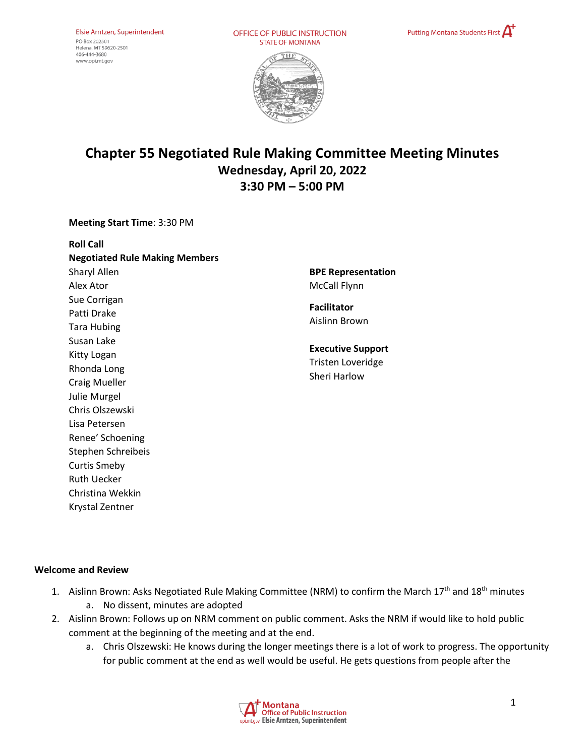# Chapter 55 Negotiated Rule Making Committee Meeting Minutes

## Wednesday, April 20, 2022
## 3:30 PM – 5:00 PM

**Meeting Start Time**: 3:30 PM

**Roll Call**

**Negotiated Rule Making Members**

Sharyl Allen
Alex Ator
Sue Corrigan
Patti Drake
Tara Hubing
Susan Lake
Kitty Logan
Rhonda Long
Craig Mueller
Julie Murgel
Chris Olszewski
Lisa Petersen
Renee' Schoening
Stephen Schreibeis
Curtis Smeby
Ruth Uecker
Christina Wekkin
Krystal Zentner

**BPE Representation**
McCall Flynn

**Facilitator**
Aislinn Brown

**Executive Support**
Tristen Loveridge
Sheri Harlow

**Welcome and Review**

1. Aislinn Brown: Asks Negotiated Rule Making Committee (NRM) to confirm the March 17th and 18th minutes
   a. No dissent, minutes are adopted
2. Aislinn Brown: Follows up on NRM comment on public comment. Asks the NRM if would like to hold public comment at the beginning of the meeting and at the end.
   a. Chris Olszewski: He knows during the longer meetings there is a lot of work to progress. The opportunity for public comment at the end as well would be useful. He gets questions from people after the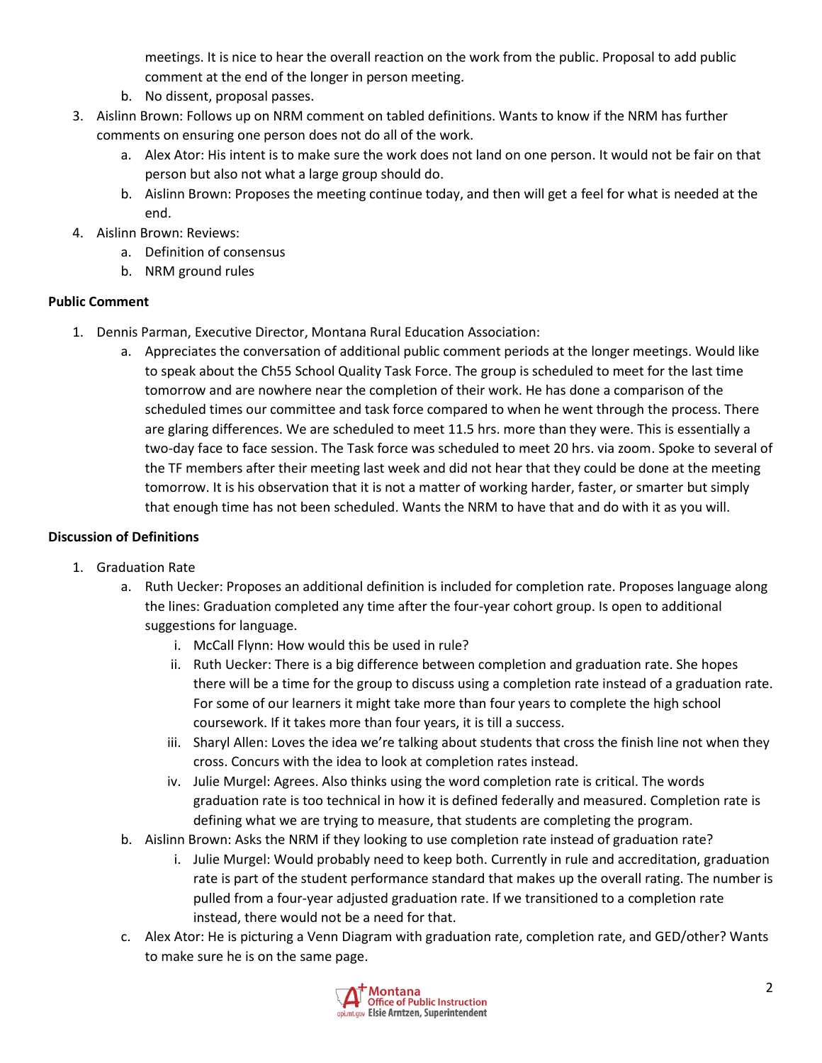meetings. It is nice to hear the overall reaction on the work from the public. Proposal to add public comment at the end of the longer in person meeting.

   b. No dissent, proposal passes.

3. Aislinn Brown: Follows up on NRM comment on tabled definitions. Wants to know if the NRM has further comments on ensuring one person does not do all of the work.
   a. Alex Ator: His intent is to make sure the work does not land on one person. It would not be fair on that person but also not what a large group should do.
   b. Aislinn Brown: Proposes the meeting continue today, and then will get a feel for what is needed at the end.
4. Aislinn Brown: Reviews:
   a. Definition of consensus
   b. NRM ground rules

**Public Comment**

1. Dennis Parman, Executive Director, Montana Rural Education Association:
   a. Appreciates the conversation of additional public comment periods at the longer meetings. Would like to speak about the Ch55 School Quality Task Force. The group is scheduled to meet for the last time tomorrow and are nowhere near the completion of their work. He has done a comparison of the scheduled times our committee and task force compared to when he went through the process. There are glaring differences. We are scheduled to meet 11.5 hrs. more than they were. This is essentially a two-day face to face session. The Task force was scheduled to meet 20 hrs. via zoom. Spoke to several of the TF members after their meeting last week and did not hear that they could be done at the meeting tomorrow. It is his observation that it is not a matter of working harder, faster, or smarter but simply that enough time has not been scheduled. Wants the NRM to have that and do with it as you will.

**Discussion of Definitions**

1. Graduation Rate
   a. Ruth Uecker: Proposes an additional definition is included for completion rate. Proposes language along the lines: Graduation completed any time after the four-year cohort group. Is open to additional suggestions for language.
      i. McCall Flynn: How would this be used in rule?
      ii. Ruth Uecker: There is a big difference between completion and graduation rate. She hopes there will be a time for the group to discuss using a completion rate instead of a graduation rate. For some of our learners it might take more than four years to complete the high school coursework. If it takes more than four years, it is till a success.
      iii. Sharyl Allen: Loves the idea we're talking about students that cross the finish line not when they cross. Concurs with the idea to look at completion rates instead.
      iv. Julie Murgel: Agrees. Also thinks using the word completion rate is critical. The words graduation rate is too technical in how it is defined federally and measured. Completion rate is defining what we are trying to measure, that students are completing the program.
   b. Aislinn Brown: Asks the NRM if they looking to use completion rate instead of graduation rate?
      i. Julie Murgel: Would probably need to keep both. Currently in rule and accreditation, graduation rate is part of the student performance standard that makes up the overall rating. The number is pulled from a four-year adjusted graduation rate. If we transitioned to a completion rate instead, there would not be a need for that.
   c. Alex Ator: He is picturing a Venn Diagram with graduation rate, completion rate, and GED/other? Wants to make sure he is on the same page.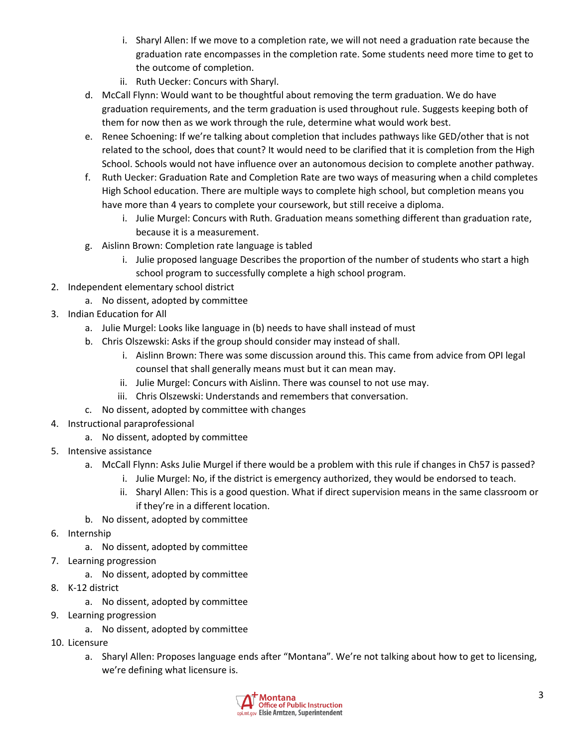i. Sharyl Allen: If we move to a completion rate, we will not need a graduation rate because the graduation rate encompasses in the completion rate. Some students need more time to get to the outcome of completion.
         ii. Ruth Uecker: Concurs with Sharyl.
      d. McCall Flynn: Would want to be thoughtful about removing the term graduation. We do have graduation requirements, and the term graduation is used throughout rule. Suggests keeping both of them for now then as we work through the rule, determine what would work best.
      e. Renee Schoening: If we're talking about completion that includes pathways like GED/other that is not related to the school, does that count? It would need to be clarified that it is completion from the High School. Schools would not have influence over an autonomous decision to complete another pathway.
      f. Ruth Uecker: Graduation Rate and Completion Rate are two ways of measuring when a child completes High School education. There are multiple ways to complete high school, but completion means you have more than 4 years to complete your coursework, but still receive a diploma.
         i. Julie Murgel: Concurs with Ruth. Graduation means something different than graduation rate, because it is a measurement.
      g. Aislinn Brown: Completion rate language is tabled
         i. Julie proposed language Describes the proportion of the number of students who start a high school program to successfully complete a high school program.

2. Independent elementary school district
   a. No dissent, adopted by committee
3. Indian Education for All
   a. Julie Murgel: Looks like language in (b) needs to have shall instead of must
   b. Chris Olszewski: Asks if the group should consider may instead of shall.
      i. Aislinn Brown: There was some discussion around this. This came from advice from OPI legal counsel that shall generally means must but it can mean may.
      ii. Julie Murgel: Concurs with Aislinn. There was counsel to not use may.
      iii. Chris Olszewski: Understands and remembers that conversation.
   c. No dissent, adopted by committee with changes
4. Instructional paraprofessional
   a. No dissent, adopted by committee
5. Intensive assistance
   a. McCall Flynn: Asks Julie Murgel if there would be a problem with this rule if changes in Ch57 is passed?
      i. Julie Murgel: No, if the district is emergency authorized, they would be endorsed to teach.
      ii. Sharyl Allen: This is a good question. What if direct supervision means in the same classroom or if they're in a different location.
   b. No dissent, adopted by committee
6. Internship
   a. No dissent, adopted by committee
7. Learning progression
   a. No dissent, adopted by committee
8. K-12 district
   a. No dissent, adopted by committee
9. Learning progression
   a. No dissent, adopted by committee
10. Licensure
    a. Sharyl Allen: Proposes language ends after "Montana". We're not talking about how to get to licensing, we're defining what licensure is.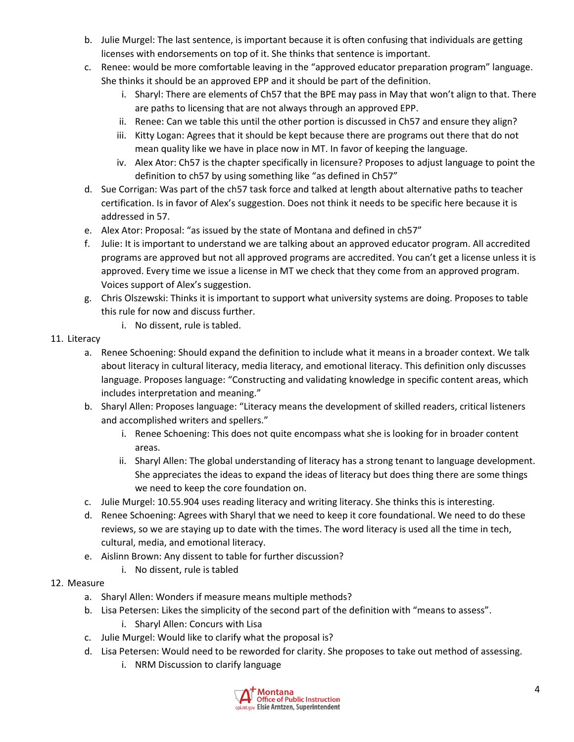b. Julie Murgel: The last sentence, is important because it is often confusing that individuals are getting licenses with endorsements on top of it. She thinks that sentence is important.

c. Renee: would be more comfortable leaving in the "approved educator preparation program" language. She thinks it should be an approved EPP and it should be part of the definition.
   i. Sharyl: There are elements of Ch57 that the BPE may pass in May that won't align to that. There are paths to licensing that are not always through an approved EPP.
   ii. Renee: Can we table this until the other portion is discussed in Ch57 and ensure they align?
   iii. Kitty Logan: Agrees that it should be kept because there are programs out there that do not mean quality like we have in place now in MT. In favor of keeping the language.
   iv. Alex Ator: Ch57 is the chapter specifically in licensure? Proposes to adjust language to point the definition to ch57 by using something like "as defined in Ch57"

d. Sue Corrigan: Was part of the ch57 task force and talked at length about alternative paths to teacher certification. Is in favor of Alex's suggestion. Does not think it needs to be specific here because it is addressed in 57.

e. Alex Ator: Proposal: "as issued by the state of Montana and defined in ch57"

f. Julie: It is important to understand we are talking about an approved educator program. All accredited programs are approved but not all approved programs are accredited. You can't get a license unless it is approved. Every time we issue a license in MT we check that they come from an approved program. Voices support of Alex's suggestion.

g. Chris Olszewski: Thinks it is important to support what university systems are doing. Proposes to table this rule for now and discuss further.
   i. No dissent, rule is tabled.

11. Literacy
   a. Renee Schoening: Should expand the definition to include what it means in a broader context. We talk about literacy in cultural literacy, media literacy, and emotional literacy. This definition only discusses language. Proposes language: "Constructing and validating knowledge in specific content areas, which includes interpretation and meaning."
   b. Sharyl Allen: Proposes language: "Literacy means the development of skilled readers, critical listeners and accomplished writers and spellers."
      i. Renee Schoening: This does not quite encompass what she is looking for in broader content areas.
      ii. Sharyl Allen: The global understanding of literacy has a strong tenant to language development. She appreciates the ideas to expand the ideas of literacy but does thing there are some things we need to keep the core foundation on.
   c. Julie Murgel: 10.55.904 uses reading literacy and writing literacy. She thinks this is interesting.
   d. Renee Schoening: Agrees with Sharyl that we need to keep it core foundational. We need to do these reviews, so we are staying up to date with the times. The word literacy is used all the time in tech, cultural, media, and emotional literacy.
   e. Aislinn Brown: Any dissent to table for further discussion?
      i. No dissent, rule is tabled

12. Measure
   a. Sharyl Allen: Wonders if measure means multiple methods?
   b. Lisa Petersen: Likes the simplicity of the second part of the definition with "means to assess".
      i. Sharyl Allen: Concurs with Lisa
   c. Julie Murgel: Would like to clarify what the proposal is?
   d. Lisa Petersen: Would need to be reworded for clarity. She proposes to take out method of assessing.
      i. NRM Discussion to clarify language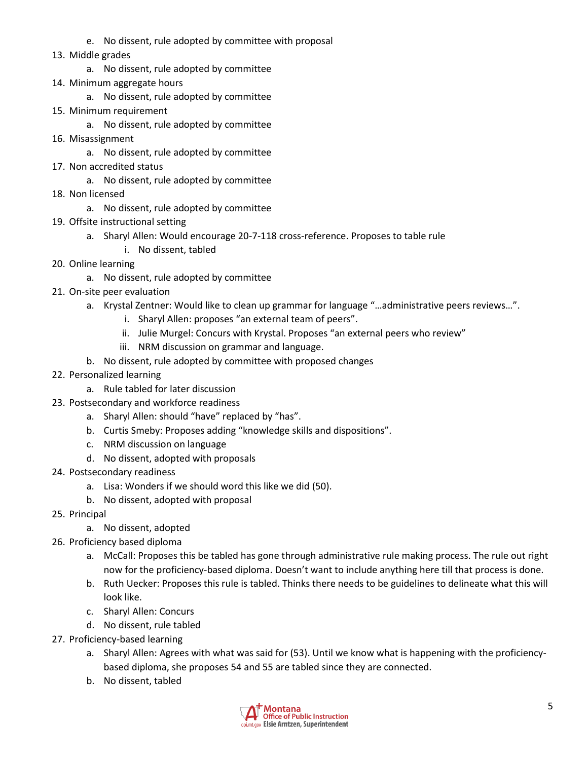e. No dissent, rule adopted by committee with proposal

13. Middle grades
    a. No dissent, rule adopted by committee
14. Minimum aggregate hours
    a. No dissent, rule adopted by committee
15. Minimum requirement
    a. No dissent, rule adopted by committee
16. Misassignment
    a. No dissent, rule adopted by committee
17. Non accredited status
    a. No dissent, rule adopted by committee
18. Non licensed
    a. No dissent, rule adopted by committee
19. Offsite instructional setting
    a. Sharyl Allen: Would encourage 20-7-118 cross-reference. Proposes to table rule
       i. No dissent, tabled
20. Online learning
    a. No dissent, rule adopted by committee
21. On-site peer evaluation
    a. Krystal Zentner: Would like to clean up grammar for language "…administrative peers reviews…".
       i. Sharyl Allen: proposes "an external team of peers".
       ii. Julie Murgel: Concurs with Krystal. Proposes "an external peers who review"
       iii. NRM discussion on grammar and language.
    b. No dissent, rule adopted by committee with proposed changes
22. Personalized learning
    a. Rule tabled for later discussion
23. Postsecondary and workforce readiness
    a. Sharyl Allen: should "have" replaced by "has".
    b. Curtis Smeby: Proposes adding "knowledge skills and dispositions".
    c. NRM discussion on language
    d. No dissent, adopted with proposals
24. Postsecondary readiness
    a. Lisa: Wonders if we should word this like we did (50).
    b. No dissent, adopted with proposal
25. Principal
    a. No dissent, adopted
26. Proficiency based diploma
    a. McCall: Proposes this be tabled has gone through administrative rule making process. The rule out right now for the proficiency-based diploma. Doesn't want to include anything here till that process is done.
    b. Ruth Uecker: Proposes this rule is tabled. Thinks there needs to be guidelines to delineate what this will look like.
    c. Sharyl Allen: Concurs
    d. No dissent, rule tabled
27. Proficiency-based learning
    a. Sharyl Allen: Agrees with what was said for (53). Until we know what is happening with the proficiency-based diploma, she proposes 54 and 55 are tabled since they are connected.
    b. No dissent, tabled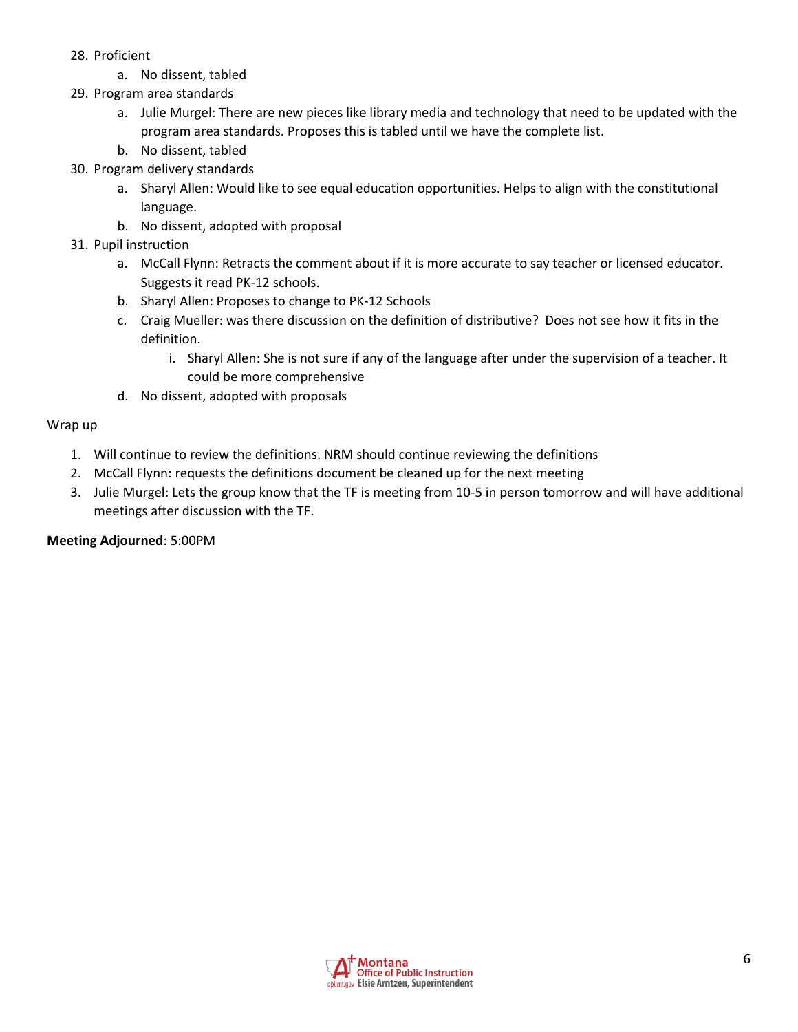28. Proficient
    a. No dissent, tabled
29. Program area standards
    a. Julie Murgel: There are new pieces like library media and technology that need to be updated with the program area standards. Proposes this is tabled until we have the complete list.
    b. No dissent, tabled
30. Program delivery standards
    a. Sharyl Allen: Would like to see equal education opportunities. Helps to align with the constitutional language.
    b. No dissent, adopted with proposal
31. Pupil instruction
    a. McCall Flynn: Retracts the comment about if it is more accurate to say teacher or licensed educator. Suggests it read PK-12 schools.
    b. Sharyl Allen: Proposes to change to PK-12 Schools
    c. Craig Mueller: was there discussion on the definition of distributive? Does not see how it fits in the definition.
        i. Sharyl Allen: She is not sure if any of the language after under the supervision of a teacher. It could be more comprehensive
    d. No dissent, adopted with proposals

Wrap up

1. Will continue to review the definitions. NRM should continue reviewing the definitions
2. McCall Flynn: requests the definitions document be cleaned up for the next meeting
3. Julie Murgel: Lets the group know that the TF is meeting from 10-5 in person tomorrow and will have additional meetings after discussion with the TF.

**Meeting Adjourned**: 5:00PM